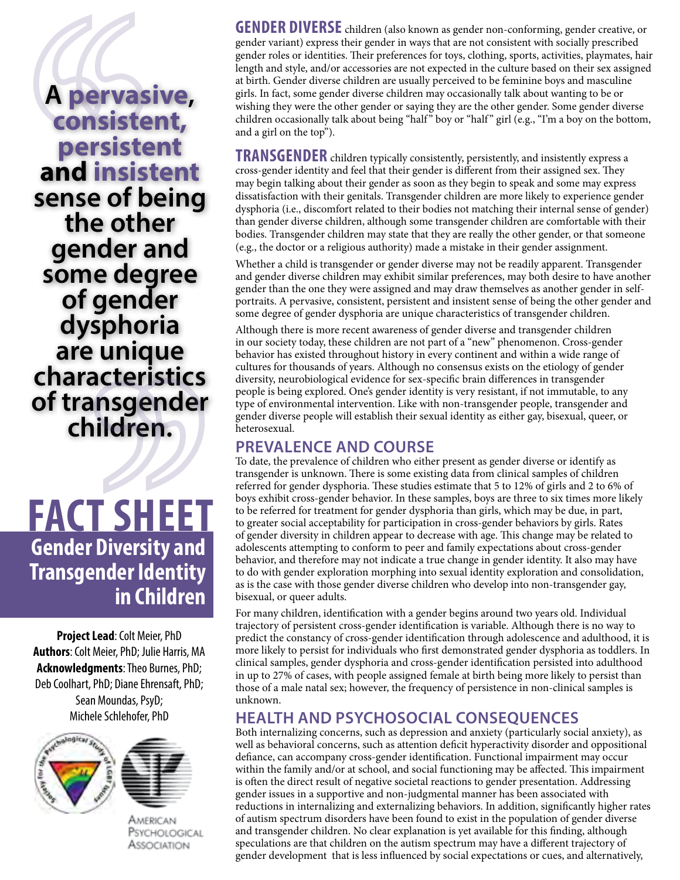> A pervasive, consistent, persistent and insistent sense of being the other gender and some degree of gender dysphoria are unique characteristics of transgender children.

# FACT SHEET

## Gender Diversity and Transgender Identity in Children

**Project Lead**: Colt Meier, PhD
**Authors**: Colt Meier, PhD; Julie Harris, MA
**Acknowledgments**: Theo Burnes, PhD; Deb Coolhart, PhD; Diane Ehrensaft, PhD; Sean Moundas, PsyD; Michele Schlehofer, PhD

Society for the Psychological Study of LGBT Issues

American Psychological Association

**GENDER DIVERSE** children (also known as gender non-conforming, gender creative, or gender variant) express their gender in ways that are not consistent with socially prescribed gender roles or identities. Their preferences for toys, clothing, sports, activities, playmates, hair length and style, and/or accessories are not expected in the culture based on their sex assigned at birth. Gender diverse children are usually perceived to be feminine boys and masculine girls. In fact, some gender diverse children may occasionally talk about wanting to be or wishing they were the other gender or saying they are the other gender. Some gender diverse children occasionally talk about being "half" boy or "half" girl (e.g., "I'm a boy on the bottom, and a girl on the top").

**TRANSGENDER** children typically consistently, persistently, and insistently express a cross-gender identity and feel that their gender is different from their assigned sex. They may begin talking about their gender as soon as they begin to speak and some may express dissatisfaction with their genitals. Transgender children are more likely to experience gender dysphoria (i.e., discomfort related to their bodies not matching their internal sense of gender) than gender diverse children, although some transgender children are comfortable with their bodies. Transgender children may state that they are really the other gender, or that someone (e.g., the doctor or a religious authority) made a mistake in their gender assignment.

Whether a child is transgender or gender diverse may not be readily apparent. Transgender and gender diverse children may exhibit similar preferences, may both desire to have another gender than the one they were assigned and may draw themselves as another gender in self-portraits. A pervasive, consistent, persistent and insistent sense of being the other gender and some degree of gender dysphoria are unique characteristics of transgender children.

Although there is more recent awareness of gender diverse and transgender children in our society today, these children are not part of a "new" phenomenon. Cross-gender behavior has existed throughout history in every continent and within a wide range of cultures for thousands of years. Although no consensus exists on the etiology of gender diversity, neurobiological evidence for sex-specific brain differences in transgender people is being explored. One's gender identity is very resistant, if not immutable, to any type of environmental intervention. Like with non-transgender people, transgender and gender diverse people will establish their sexual identity as either gay, bisexual, queer, or heterosexual.

## PREVALENCE AND COURSE

To date, the prevalence of children who either present as gender diverse or identify as transgender is unknown. There is some existing data from clinical samples of children referred for gender dysphoria. These studies estimate that 5 to 12% of girls and 2 to 6% of boys exhibit cross-gender behavior. In these samples, boys are three to six times more likely to be referred for treatment for gender dysphoria than girls, which may be due, in part, to greater social acceptability for participation in cross-gender behaviors by girls. Rates of gender diversity in children appear to decrease with age. This change may be related to adolescents attempting to conform to peer and family expectations about cross-gender behavior, and therefore may not indicate a true change in gender identity. It also may have to do with gender exploration morphing into sexual identity exploration and consolidation, as is the case with those gender diverse children who develop into non-transgender gay, bisexual, or queer adults.

For many children, identification with a gender begins around two years old. Individual trajectory of persistent cross-gender identification is variable. Although there is no way to predict the constancy of cross-gender identification through adolescence and adulthood, it is more likely to persist for individuals who first demonstrated gender dysphoria as toddlers. In clinical samples, gender dysphoria and cross-gender identification persisted into adulthood in up to 27% of cases, with people assigned female at birth being more likely to persist than those of a male natal sex; however, the frequency of persistence in non-clinical samples is unknown.

## HEALTH AND PSYCHOSOCIAL CONSEQUENCES

Both internalizing concerns, such as depression and anxiety (particularly social anxiety), as well as behavioral concerns, such as attention deficit hyperactivity disorder and oppositional defiance, can accompany cross-gender identification. Functional impairment may occur within the family and/or at school, and social functioning may be affected. This impairment is often the direct result of negative societal reactions to gender presentation. Addressing gender issues in a supportive and non-judgmental manner has been associated with reductions in internalizing and externalizing behaviors. In addition, significantly higher rates of autism spectrum disorders have been found to exist in the population of gender diverse and transgender children. No clear explanation is yet available for this finding, although speculations are that children on the autism spectrum may have a different trajectory of gender development that is less influenced by social expectations or cues, and alternatively,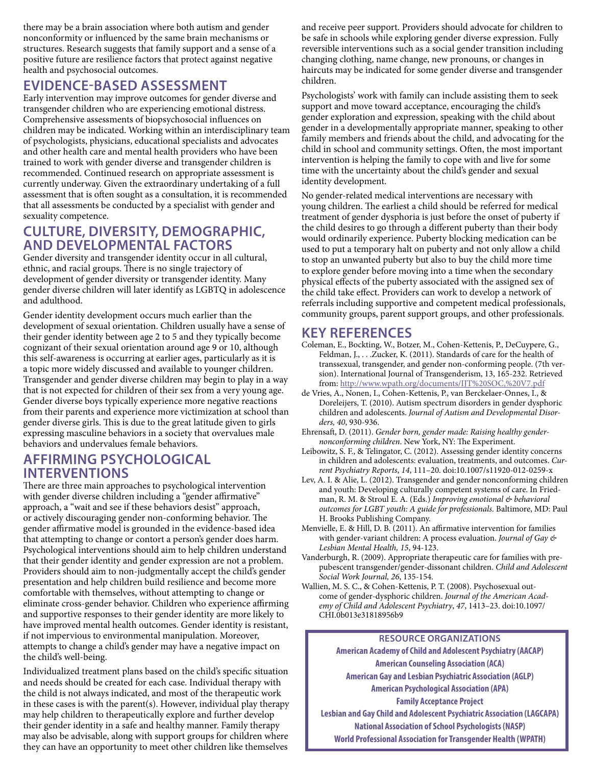there may be a brain association where both autism and gender nonconformity or influenced by the same brain mechanisms or structures. Research suggests that family support and a sense of a positive future are resilience factors that protect against negative health and psychosocial outcomes.

## EVIDENCE-BASED ASSESSMENT

Early intervention may improve outcomes for gender diverse and transgender children who are experiencing emotional distress. Comprehensive assessments of biopsychosocial influences on children may be indicated. Working within an interdisciplinary team of psychologists, physicians, educational specialists and advocates and other health care and mental health providers who have been trained to work with gender diverse and transgender children is recommended. Continued research on appropriate assessment is currently underway. Given the extraordinary undertaking of a full assessment that is often sought as a consultation, it is recommended that all assessments be conducted by a specialist with gender and sexuality competence.

## CULTURE, DIVERSITY, DEMOGRAPHIC, AND DEVELOPMENTAL FACTORS

Gender diversity and transgender identity occur in all cultural, ethnic, and racial groups. There is no single trajectory of development of gender diversity or transgender identity. Many gender diverse children will later identify as LGBTQ in adolescence and adulthood.

Gender identity development occurs much earlier than the development of sexual orientation. Children usually have a sense of their gender identity between age 2 to 5 and they typically become cognizant of their sexual orientation around age 9 or 10, although this self-awareness is occurring at earlier ages, particularly as it is a topic more widely discussed and available to younger children. Transgender and gender diverse children may begin to play in a way that is not expected for children of their sex from a very young age. Gender diverse boys typically experience more negative reactions from their parents and experience more victimization at school than gender diverse girls. This is due to the great latitude given to girls expressing masculine behaviors in a society that overvalues male behaviors and undervalues female behaviors.

## AFFIRMING PSYCHOLOGICAL INTERVENTIONS

There are three main approaches to psychological intervention with gender diverse children including a "gender affirmative" approach, a "wait and see if these behaviors desist" approach, or actively discouraging gender non-conforming behavior. The gender affirmative model is grounded in the evidence-based idea that attempting to change or contort a person's gender does harm. Psychological interventions should aim to help children understand that their gender identity and gender expression are not a problem. Providers should aim to non-judgmentally accept the child's gender presentation and help children build resilience and become more comfortable with themselves, without attempting to change or eliminate cross-gender behavior. Children who experience affirming and supportive responses to their gender identity are more likely to have improved mental health outcomes. Gender identity is resistant, if not impervious to environmental manipulation. Moreover, attempts to change a child's gender may have a negative impact on the child's well-being.

Individualized treatment plans based on the child's specific situation and needs should be created for each case. Individual therapy with the child is not always indicated, and most of the therapeutic work in these cases is with the parent(s). However, individual play therapy may help children to therapeutically explore and further develop their gender identity in a safe and healthy manner. Family therapy may also be advisable, along with support groups for children where they can have an opportunity to meet other children like themselves and receive peer support. Providers should advocate for children to be safe in schools while exploring gender diverse expression. Fully reversible interventions such as a social gender transition including changing clothing, name change, new pronouns, or changes in haircuts may be indicated for some gender diverse and transgender children.

Psychologists' work with family can include assisting them to seek support and move toward acceptance, encouraging the child's gender exploration and expression, speaking with the child about gender in a developmentally appropriate manner, speaking to other family members and friends about the child, and advocating for the child in school and community settings. Often, the most important intervention is helping the family to cope with and live for some time with the uncertainty about the child's gender and sexual identity development.

No gender-related medical interventions are necessary with young children. The earliest a child should be referred for medical treatment of gender dysphoria is just before the onset of puberty if the child desires to go through a different puberty than their body would ordinarily experience. Puberty blocking medication can be used to put a temporary halt on puberty and not only allow a child to stop an unwanted puberty but also to buy the child more time to explore gender before moving into a time when the secondary physical effects of the puberty associated with the assigned sex of the child take effect. Providers can work to develop a network of referrals including supportive and competent medical professionals, community groups, parent support groups, and other professionals.

## KEY REFERENCES

Coleman, E., Bockting, W., Botzer, M., Cohen-Kettenis, P., DeCuypere, G., Feldman, J., . . .Zucker, K. (2011). Standards of care for the health of transsexual, transgender, and gender non-conforming people. (7th version). International Journal of Transgenderism, 13, 165-232. Retrieved from: http://www.wpath.org/documents/IJT%20SOC,%20V7.pdf

de Vries, A., Nonen, I., Cohen-Kettenis, P., van Berckelaer-Onnes, I., & Doreleijers, T. (2010). Autism spectrum disorders in gender dysphoric children and adolescents. *Journal of Autism and Developmental Disorders, 40*, 930-936.

Ehrensaft, D. (2011). *Gender born, gender made: Raising healthy gender-nonconforming children*. New York, NY: The Experiment.

Leibowitz, S. F., & Telingator, C. (2012). Assessing gender identity concerns in children and adolescents: evaluation, treatments, and outcomes. *Current Psychiatry Reports*, *14*, 111–20. doi:10.1007/s11920-012-0259-x

Lev, A. I. & Alie, L. (2012). Transgender and gender nonconforming children and youth: Developing culturally competent systems of care. In Friedman, R. M. & Stroul E. A. (Eds.) *Improving emotional & behavioral outcomes for LGBT youth: A guide for professionals*. Baltimore, MD: Paul H. Brookes Publishing Company.

Menvielle, E. & Hill, D. B. (2011). An affirmative intervention for families with gender-variant children: A process evaluation. *Journal of Gay & Lesbian Mental Health, 15*, 94-123.

Vanderburgh, R. (2009). Appropriate therapeutic care for families with prepubescent transgender/gender-dissonant children. *Child and Adolescent Social Work Journal, 26*, 135-154.

Wallien, M. S. C., & Cohen-Kettenis, P. T. (2008). Psychosexual outcome of gender-dysphoric children. *Journal of the American Academy of Child and Adolescent Psychiatry*, *47*, 1413–23. doi:10.1097/CHI.0b013e31818956b9

**RESOURCE ORGANIZATIONS**

**American Academy of Child and Adolescent Psychiatry (AACAP)**
**American Counseling Association (ACA)**
**American Gay and Lesbian Psychiatric Association (AGLP)**
**American Psychological Association (APA)**
**Family Acceptance Project**
**Lesbian and Gay Child and Adolescent Psychiatric Association (LAGCAPA)**
**National Association of School Psychologists (NASP)**
**World Professional Association for Transgender Health (WPATH)**